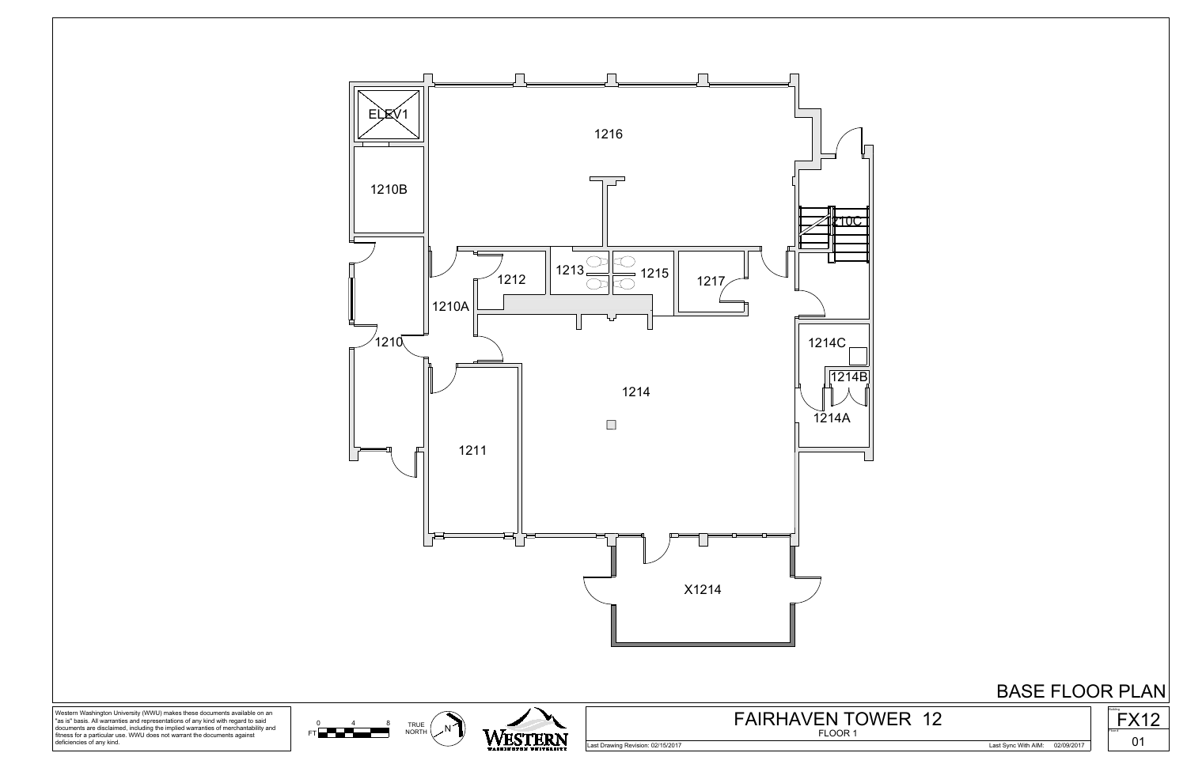ELEV1

1216

1210B

1210C

1213

1215

1212

1217

1210A

1210

1214C

1214B

1214

1214A

1211

X1214

# BASE FLOOR PLAN

Western Washington University (WWU) makes these documents available on an "as is" basis. All warranties and representations of any kind with regard to said documents are disclaimed, including the implied warranties of merchantability and fitness for a particular use. WWU does not warrant the documents against deficiencies of any kind.

0 4 8
FT

TRUE NORTH

N

WESTERN
WASHINGTON UNIVERSITY

## FAIRHAVEN TOWER 12

FLOOR 1

Last Drawing Revision: 02/15/2017

Last Sync With AIM: 02/09/2017

Building: FX12

Floor #: 01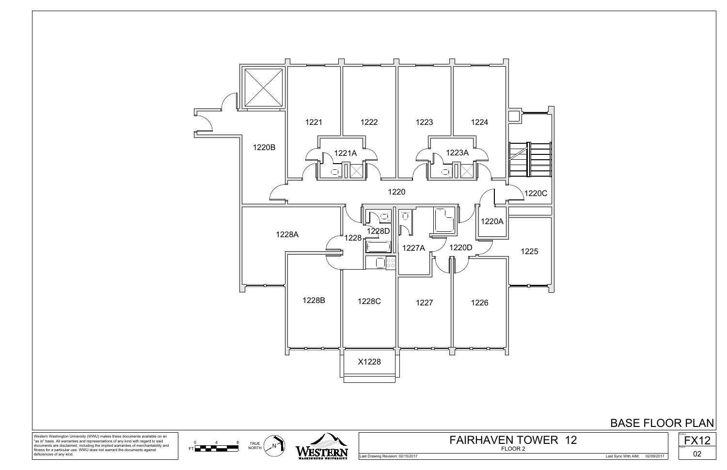1221

1222

1223

1224

1220B

1221A

1223A

1220

1220C

1228D

1220A

1228A

1228

1227A

1220D

1225

1228B

1228C

1227

1226

X1228

# BASE FLOOR PLAN

Western Washington University (WWU) makes these documents available on an "as is" basis. All warranties and representations of any kind with regard to said documents are disclaimed, including the implied warranties of merchantability and fitness for a particular use. WWU does not warrant the documents against deficiencies of any kind.

0 4 8
FT

TRUE NORTH

N

WESTERN WASHINGTON UNIVERSITY

## FAIRHAVEN TOWER 12

FLOOR 2

Last Drawing Revision: 02/15/2017

Last Sync With AIM: 02/09/2017

Building: FX12

Floor #: 02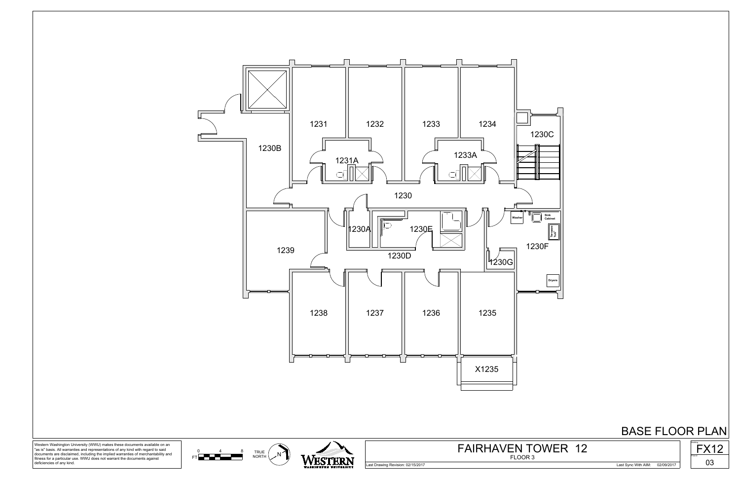# BASE FLOOR PLAN

1231

1232

1233

1234

1230C

1230B

1231A

1233A

1230

1230A

1230E

Washer

Sink Cabinet

Terrazzo Tub

1239

1230D

1230F

1230G

Dryers

1238

1237

1236

1235

X1235

Western Washington University (WWU) makes these documents available on an "as is" basis. All warranties and representations of any kind with regard to said documents are disclaimed, including the implied warranties of merchantability and fitness for a particular use. WWU does not warrant the documents against deficiencies of any kind.

FT 0 4 8

TRUE NORTH

WESTERN WASHINGTON UNIVERSITY

## FAIRHAVEN TOWER 12

FLOOR 3

Last Drawing Revision: 02/15/2017

Last Sync With AIM: 02/09/2017

FX12

03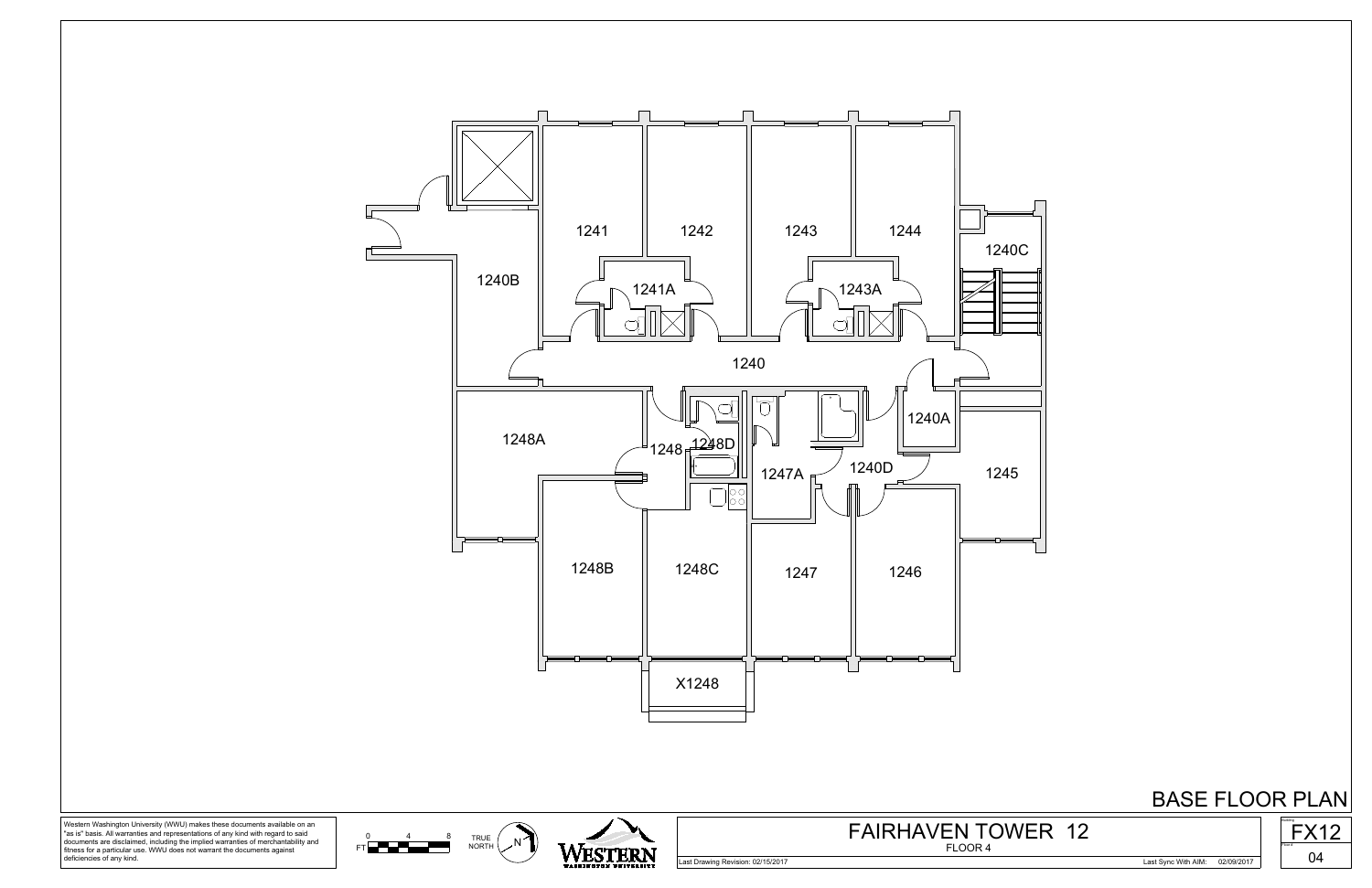1241

1242

1243

1244

1240C

1240B

1241A

1243A

1240

1248A

1248

1248D

1240A

1247A

1240D

1245

1248B

1248C

1247

1246

X1248

BASE FLOOR PLAN

Western Washington University (WWU) makes these documents available on an "as is" basis. All warranties and representations of any kind with regard to said documents are disclaimed, including the implied warranties of merchantability and fitness for a particular use. WWU does not warrant the documents against deficiencies of any kind.

FT 0 4 8

TRUE NORTH

N

WESTERN WASHINGTON UNIVERSITY

# FAIRHAVEN TOWER 12

FLOOR 4

Last Drawing Revision: 02/15/2017

Last Sync With AIM: 02/09/2017

FX12

04